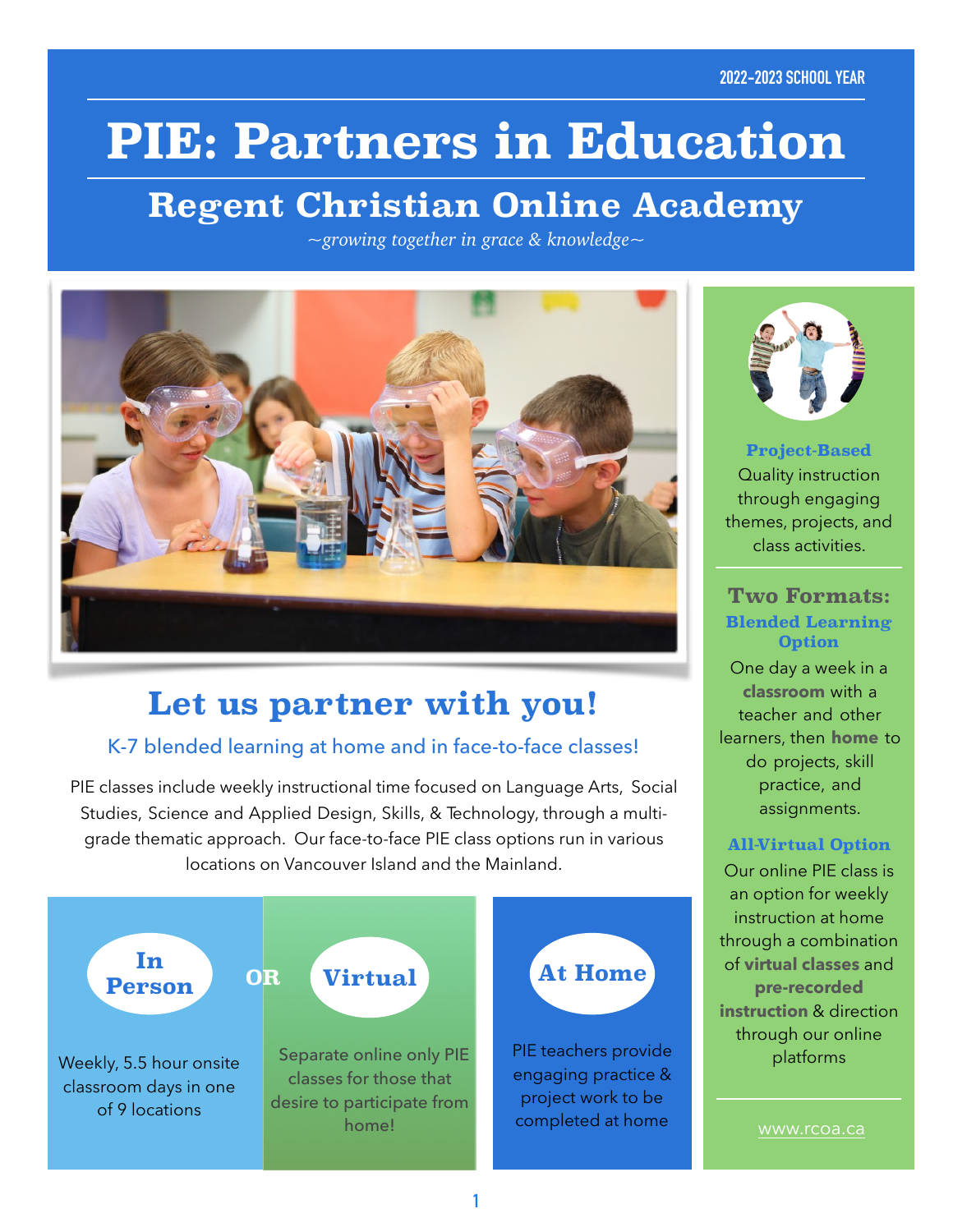2022-2023 SCHOOL YEAR

# PIE: Partners in Education

## Regent Christian Online Academy

*~growing together in grace & knowledge~*

## Let us partner with you!

K-7 blended learning at home and in face-to-face classes!

PIE classes include weekly instructional time focused on Language Arts, Social Studies, Science and Applied Design, Skills, & Technology, through a multi-grade thematic approach. Our face-to-face PIE class options run in various locations on Vancouver Island and the Mainland.

### In Person

Weekly, 5.5 hour onsite classroom days in one of 9 locations

OR

### Virtual

Separate online only PIE classes for those that desire to participate from home!

### At Home

PIE teachers provide engaging practice & project work to be completed at home

**Project-Based**

Quality instruction through engaging themes, projects, and class activities.

### Two Formats:

**Blended Learning Option**

One day a week in a **classroom** with a teacher and other learners, then **home** to do projects, skill practice, and assignments.

**All-Virtual Option**

Our online PIE class is an option for weekly instruction at home through a combination of **virtual classes** and **pre-recorded instruction** & direction through our online platforms

www.rcoa.ca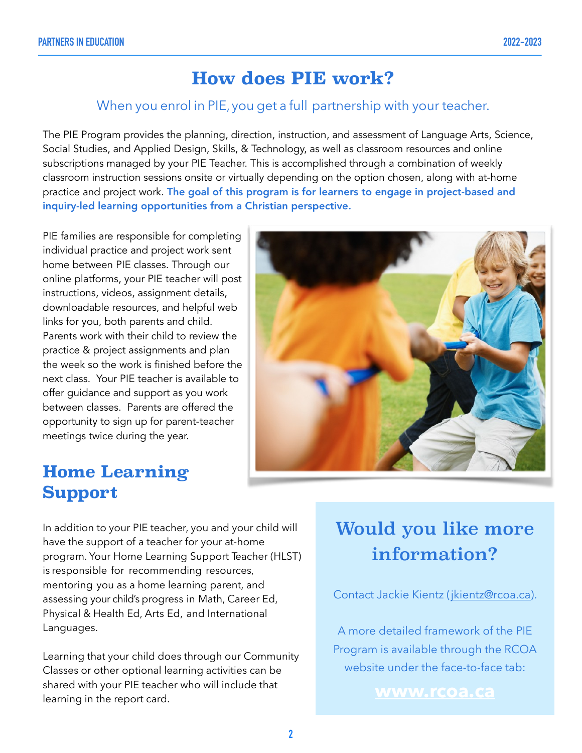# How does PIE work?

When you enrol in PIE, you get a full partnership with your teacher.

The PIE Program provides the planning, direction, instruction, and assessment of Language Arts, Science, Social Studies, and Applied Design, Skills, & Technology, as well as classroom resources and online subscriptions managed by your PIE Teacher. This is accomplished through a combination of weekly classroom instruction sessions onsite or virtually depending on the option chosen, along with at-home practice and project work. **The goal of this program is for learners to engage in project-based and inquiry-led learning opportunities from a Christian perspective.**

PIE families are responsible for completing individual practice and project work sent home between PIE classes. Through our online platforms, your PIE teacher will post instructions, videos, assignment details, downloadable resources, and helpful web links for you, both parents and child. Parents work with their child to review the practice & project assignments and plan the week so the work is finished before the next class. Your PIE teacher is available to offer guidance and support as you work between classes. Parents are offered the opportunity to sign up for parent-teacher meetings twice during the year.

## Home Learning Support

In addition to your PIE teacher, you and your child will have the support of a teacher for your at-home program. Your Home Learning Support Teacher (HLST) is responsible for recommending resources, mentoring you as a home learning parent, and assessing your child's progress in Math, Career Ed, Physical & Health Ed, Arts Ed, and International Languages.

Learning that your child does through our Community Classes or other optional learning activities can be shared with your PIE teacher who will include that learning in the report card.

## Would you like more information?

Contact Jackie Kientz (jkientz@rcoa.ca).

A more detailed framework of the PIE Program is available through the RCOA website under the face-to-face tab:

www.rcoa.ca